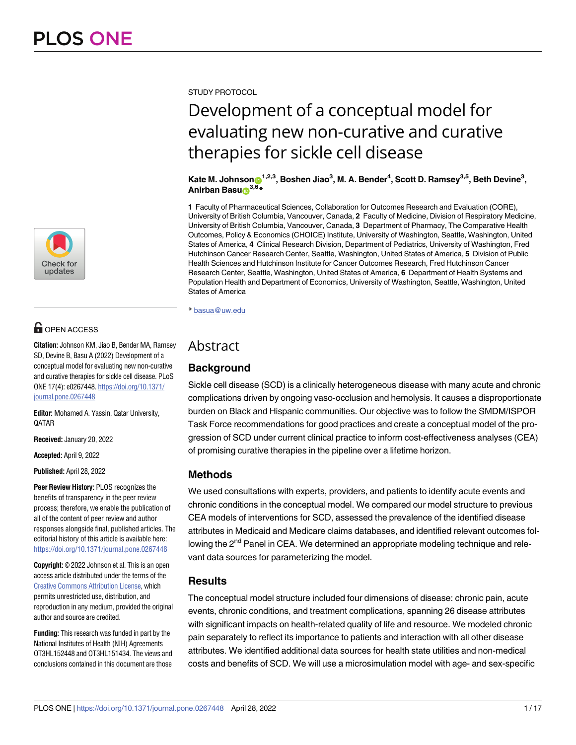STUDY PROTOCOL

# Development of a conceptual model for evaluating new non-curative and curative therapies for sickle cell disease

**Kate M. Johnson**[1,2,3], **Boshen Jiao**[3], **M. A. Bender**[4], **Scott D. Ramsey**[3,5], **Beth Devine**[3], **Anirban Basu**[3,6]*

**1** Faculty of Pharmaceutical Sciences, Collaboration for Outcomes Research and Evaluation (CORE), University of British Columbia, Vancouver, Canada, **2** Faculty of Medicine, Division of Respiratory Medicine, University of British Columbia, Vancouver, Canada, **3** Department of Pharmacy, The Comparative Health Outcomes, Policy & Economics (CHOICE) Institute, University of Washington, Seattle, Washington, United States of America, **4** Clinical Research Division, Department of Pediatrics, University of Washington, Fred Hutchinson Cancer Research Center, Seattle, Washington, United States of America, **5** Division of Public Health Sciences and Hutchinson Institute for Cancer Outcomes Research, Fred Hutchinson Cancer Research Center, Seattle, Washington, United States of America, **6** Department of Health Systems and Population Health and Department of Economics, University of Washington, Seattle, Washington, United States of America

* basua@uw.edu

OPEN ACCESS

**Citation:** Johnson KM, Jiao B, Bender MA, Ramsey SD, Devine B, Basu A (2022) Development of a conceptual model for evaluating new non-curative and curative therapies for sickle cell disease. PLoS ONE 17(4): e0267448. https://doi.org/10.1371/journal.pone.0267448

**Editor:** Mohamed A. Yassin, Qatar University, QATAR

**Received:** January 20, 2022

**Accepted:** April 9, 2022

**Published:** April 28, 2022

**Peer Review History:** PLOS recognizes the benefits of transparency in the peer review process; therefore, we enable the publication of all of the content of peer review and author responses alongside final, published articles. The editorial history of this article is available here: https://doi.org/10.1371/journal.pone.0267448

**Copyright:** © 2022 Johnson et al. This is an open access article distributed under the terms of the Creative Commons Attribution License, which permits unrestricted use, distribution, and reproduction in any medium, provided the original author and source are credited.

**Funding:** This research was funded in part by the National Institutes of Health (NIH) Agreements OT3HL152448 and OT3HL151434. The views and conclusions contained in this document are those

## Abstract

### Background

Sickle cell disease (SCD) is a clinically heterogeneous disease with many acute and chronic complications driven by ongoing vaso-occlusion and hemolysis. It causes a disproportionate burden on Black and Hispanic communities. Our objective was to follow the SMDM/ISPOR Task Force recommendations for good practices and create a conceptual model of the progression of SCD under current clinical practice to inform cost-effectiveness analyses (CEA) of promising curative therapies in the pipeline over a lifetime horizon.

### Methods

We used consultations with experts, providers, and patients to identify acute events and chronic conditions in the conceptual model. We compared our model structure to previous CEA models of interventions for SCD, assessed the prevalence of the identified disease attributes in Medicaid and Medicare claims databases, and identified relevant outcomes following the 2nd Panel in CEA. We determined an appropriate modeling technique and relevant data sources for parameterizing the model.

### Results

The conceptual model structure included four dimensions of disease: chronic pain, acute events, chronic conditions, and treatment complications, spanning 26 disease attributes with significant impacts on health-related quality of life and resource. We modeled chronic pain separately to reflect its importance to patients and interaction with all other disease attributes. We identified additional data sources for health state utilities and non-medical costs and benefits of SCD. We will use a microsimulation model with age- and sex-specific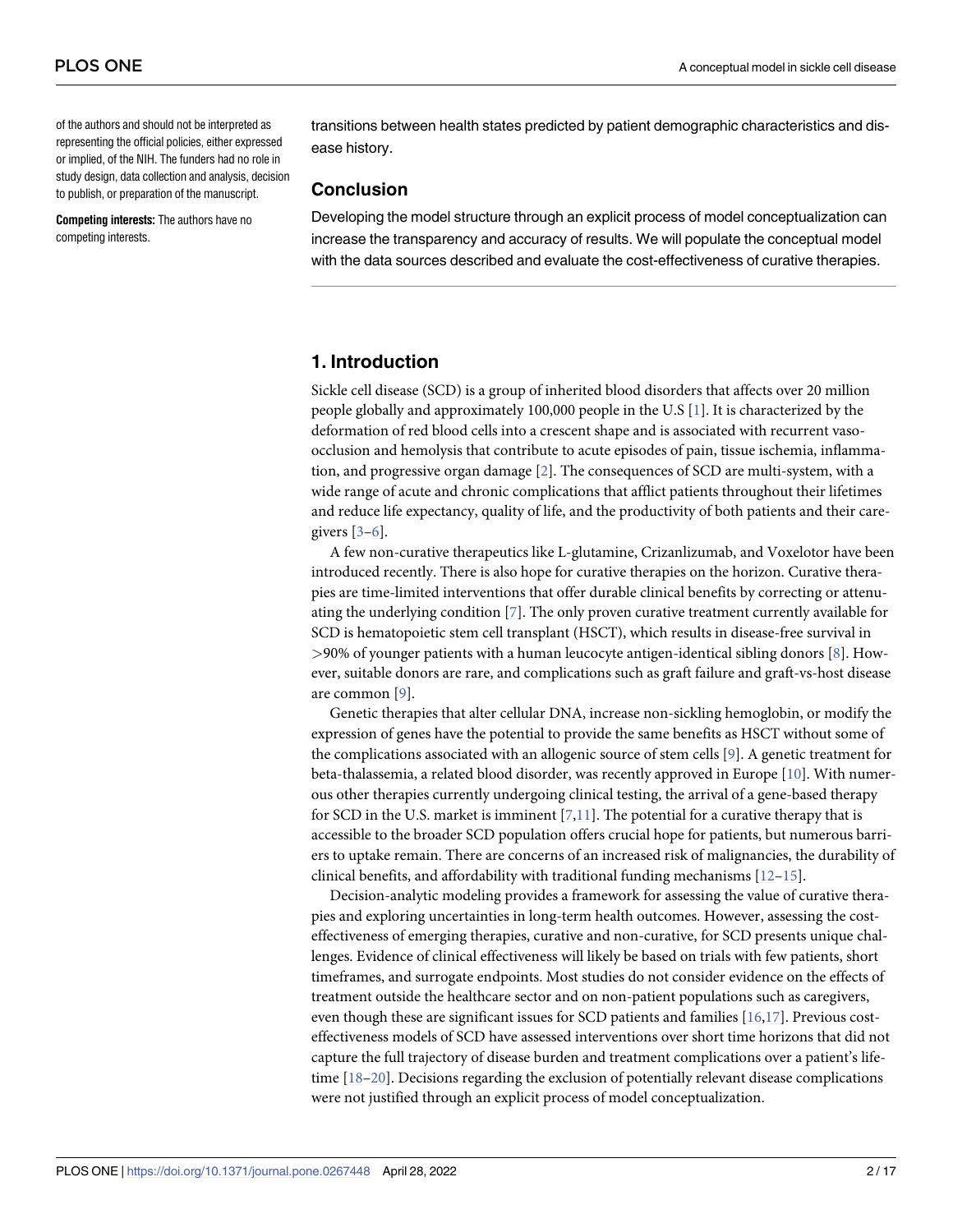of the authors and should not be interpreted as representing the official policies, either expressed or implied, of the NIH. The funders had no role in study design, data collection and analysis, decision to publish, or preparation of the manuscript.

**Competing interests:** The authors have no competing interests.

transitions between health states predicted by patient demographic characteristics and disease history.

### Conclusion

Developing the model structure through an explicit process of model conceptualization can increase the transparency and accuracy of results. We will populate the conceptual model with the data sources described and evaluate the cost-effectiveness of curative therapies.

## 1. Introduction

Sickle cell disease (SCD) is a group of inherited blood disorders that affects over 20 million people globally and approximately 100,000 people in the U.S [1]. It is characterized by the deformation of red blood cells into a crescent shape and is associated with recurrent vaso-occlusion and hemolysis that contribute to acute episodes of pain, tissue ischemia, inflammation, and progressive organ damage [2]. The consequences of SCD are multi-system, with a wide range of acute and chronic complications that afflict patients throughout their lifetimes and reduce life expectancy, quality of life, and the productivity of both patients and their caregivers [3–6].

A few non-curative therapeutics like L-glutamine, Crizanlizumab, and Voxelotor have been introduced recently. There is also hope for curative therapies on the horizon. Curative therapies are time-limited interventions that offer durable clinical benefits by correcting or attenuating the underlying condition [7]. The only proven curative treatment currently available for SCD is hematopoietic stem cell transplant (HSCT), which results in disease-free survival in >90% of younger patients with a human leucocyte antigen-identical sibling donors [8]. However, suitable donors are rare, and complications such as graft failure and graft-vs-host disease are common [9].

Genetic therapies that alter cellular DNA, increase non-sickling hemoglobin, or modify the expression of genes have the potential to provide the same benefits as HSCT without some of the complications associated with an allogenic source of stem cells [9]. A genetic treatment for beta-thalassemia, a related blood disorder, was recently approved in Europe [10]. With numerous other therapies currently undergoing clinical testing, the arrival of a gene-based therapy for SCD in the U.S. market is imminent [7,11]. The potential for a curative therapy that is accessible to the broader SCD population offers crucial hope for patients, but numerous barriers to uptake remain. There are concerns of an increased risk of malignancies, the durability of clinical benefits, and affordability with traditional funding mechanisms [12–15].

Decision-analytic modeling provides a framework for assessing the value of curative therapies and exploring uncertainties in long-term health outcomes. However, assessing the cost-effectiveness of emerging therapies, curative and non-curative, for SCD presents unique challenges. Evidence of clinical effectiveness will likely be based on trials with few patients, short timeframes, and surrogate endpoints. Most studies do not consider evidence on the effects of treatment outside the healthcare sector and on non-patient populations such as caregivers, even though these are significant issues for SCD patients and families [16,17]. Previous cost-effectiveness models of SCD have assessed interventions over short time horizons that did not capture the full trajectory of disease burden and treatment complications over a patient's lifetime [18–20]. Decisions regarding the exclusion of potentially relevant disease complications were not justified through an explicit process of model conceptualization.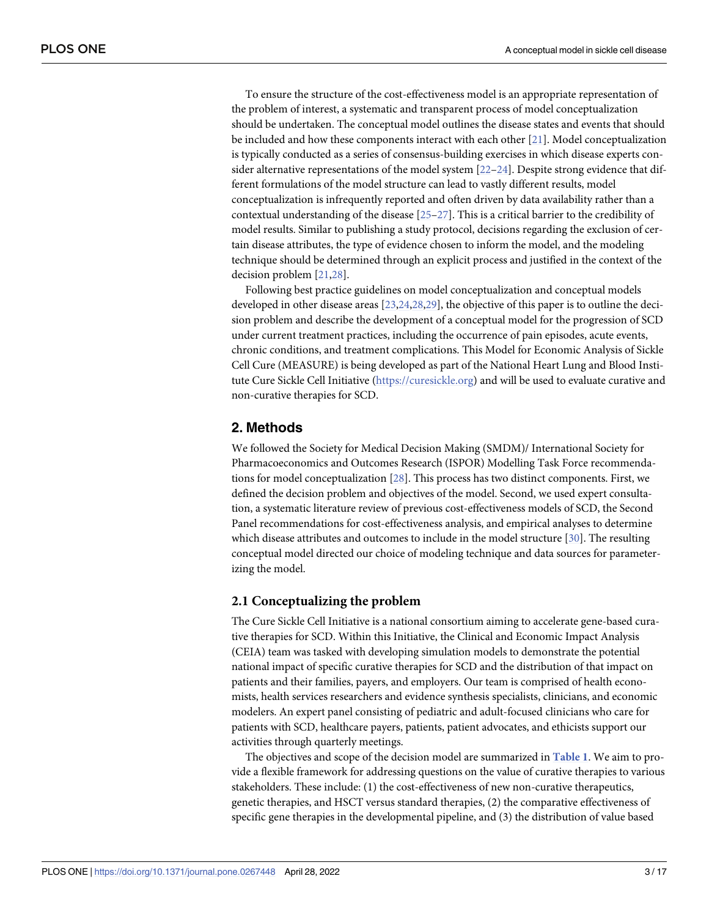To ensure the structure of the cost-effectiveness model is an appropriate representation of the problem of interest, a systematic and transparent process of model conceptualization should be undertaken. The conceptual model outlines the disease states and events that should be included and how these components interact with each other [21]. Model conceptualization is typically conducted as a series of consensus-building exercises in which disease experts consider alternative representations of the model system [22–24]. Despite strong evidence that different formulations of the model structure can lead to vastly different results, model conceptualization is infrequently reported and often driven by data availability rather than a contextual understanding of the disease [25–27]. This is a critical barrier to the credibility of model results. Similar to publishing a study protocol, decisions regarding the exclusion of certain disease attributes, the type of evidence chosen to inform the model, and the modeling technique should be determined through an explicit process and justified in the context of the decision problem [21,28].

Following best practice guidelines on model conceptualization and conceptual models developed in other disease areas [23,24,28,29], the objective of this paper is to outline the decision problem and describe the development of a conceptual model for the progression of SCD under current treatment practices, including the occurrence of pain episodes, acute events, chronic conditions, and treatment complications. This Model for Economic Analysis of Sickle Cell Cure (MEASURE) is being developed as part of the National Heart Lung and Blood Institute Cure Sickle Cell Initiative (https://curesickle.org) and will be used to evaluate curative and non-curative therapies for SCD.

## 2. Methods

We followed the Society for Medical Decision Making (SMDM)/ International Society for Pharmacoeconomics and Outcomes Research (ISPOR) Modelling Task Force recommendations for model conceptualization [28]. This process has two distinct components. First, we defined the decision problem and objectives of the model. Second, we used expert consultation, a systematic literature review of previous cost-effectiveness models of SCD, the Second Panel recommendations for cost-effectiveness analysis, and empirical analyses to determine which disease attributes and outcomes to include in the model structure [30]. The resulting conceptual model directed our choice of modeling technique and data sources for parameterizing the model.

### 2.1 Conceptualizing the problem

The Cure Sickle Cell Initiative is a national consortium aiming to accelerate gene-based curative therapies for SCD. Within this Initiative, the Clinical and Economic Impact Analysis (CEIA) team was tasked with developing simulation models to demonstrate the potential national impact of specific curative therapies for SCD and the distribution of that impact on patients and their families, payers, and employers. Our team is comprised of health economists, health services researchers and evidence synthesis specialists, clinicians, and economic modelers. An expert panel consisting of pediatric and adult-focused clinicians who care for patients with SCD, healthcare payers, patients, patient advocates, and ethicists support our activities through quarterly meetings.

The objectives and scope of the decision model are summarized in **Table 1**. We aim to provide a flexible framework for addressing questions on the value of curative therapies to various stakeholders. These include: (1) the cost-effectiveness of new non-curative therapeutics, genetic therapies, and HSCT versus standard therapies, (2) the comparative effectiveness of specific gene therapies in the developmental pipeline, and (3) the distribution of value based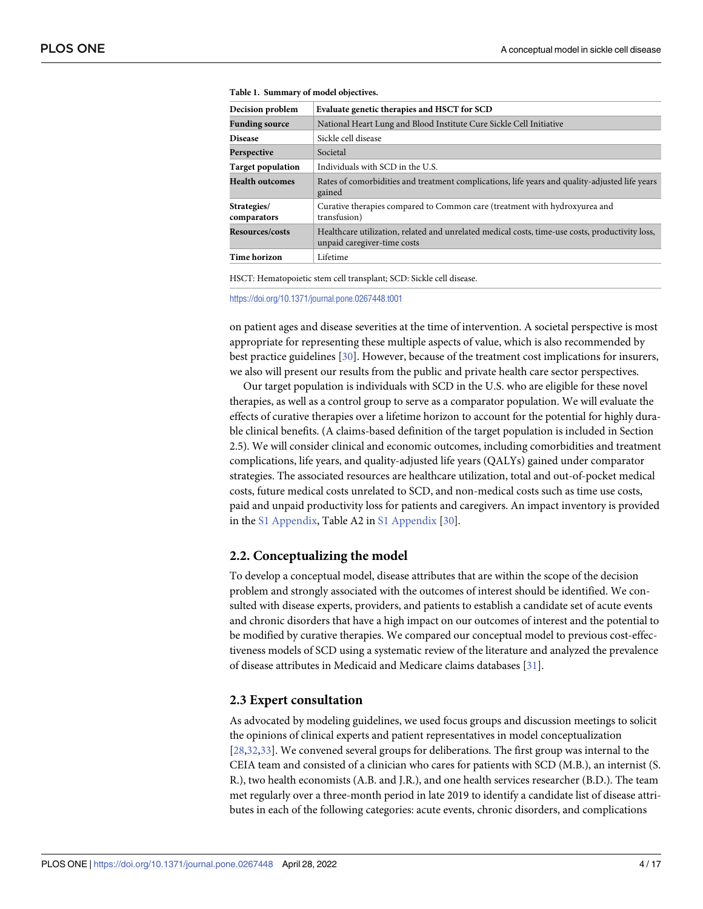**Table 1. Summary of model objectives.**

| Decision problem | Evaluate genetic therapies and HSCT for SCD |
|---|---|
| Funding source | National Heart Lung and Blood Institute Cure Sickle Cell Initiative |
| Disease | Sickle cell disease |
| Perspective | Societal |
| Target population | Individuals with SCD in the U.S. |
| Health outcomes | Rates of comorbidities and treatment complications, life years and quality-adjusted life years gained |
| Strategies/ comparators | Curative therapies compared to Common care (treatment with hydroxyurea and transfusion) |
| Resources/costs | Healthcare utilization, related and unrelated medical costs, time-use costs, productivity loss, unpaid caregiver-time costs |
| Time horizon | Lifetime |

HSCT: Hematopoietic stem cell transplant; SCD: Sickle cell disease.

https://doi.org/10.1371/journal.pone.0267448.t001

on patient ages and disease severities at the time of intervention. A societal perspective is most appropriate for representing these multiple aspects of value, which is also recommended by best practice guidelines [30]. However, because of the treatment cost implications for insurers, we also will present our results from the public and private health care sector perspectives.

Our target population is individuals with SCD in the U.S. who are eligible for these novel therapies, as well as a control group to serve as a comparator population. We will evaluate the effects of curative therapies over a lifetime horizon to account for the potential for highly durable clinical benefits. (A claims-based definition of the target population is included in Section 2.5). We will consider clinical and economic outcomes, including comorbidities and treatment complications, life years, and quality-adjusted life years (QALYs) gained under comparator strategies. The associated resources are healthcare utilization, total and out-of-pocket medical costs, future medical costs unrelated to SCD, and non-medical costs such as time use costs, paid and unpaid productivity loss for patients and caregivers. An impact inventory is provided in the S1 Appendix, Table A2 in S1 Appendix [30].

## 2.2. Conceptualizing the model

To develop a conceptual model, disease attributes that are within the scope of the decision problem and strongly associated with the outcomes of interest should be identified. We consulted with disease experts, providers, and patients to establish a candidate set of acute events and chronic disorders that have a high impact on our outcomes of interest and the potential to be modified by curative therapies. We compared our conceptual model to previous cost-effectiveness models of SCD using a systematic review of the literature and analyzed the prevalence of disease attributes in Medicaid and Medicare claims databases [31].

## 2.3 Expert consultation

As advocated by modeling guidelines, we used focus groups and discussion meetings to solicit the opinions of clinical experts and patient representatives in model conceptualization [28,32,33]. We convened several groups for deliberations. The first group was internal to the CEIA team and consisted of a clinician who cares for patients with SCD (M.B.), an internist (S. R.), two health economists (A.B. and J.R.), and one health services researcher (B.D.). The team met regularly over a three-month period in late 2019 to identify a candidate list of disease attributes in each of the following categories: acute events, chronic disorders, and complications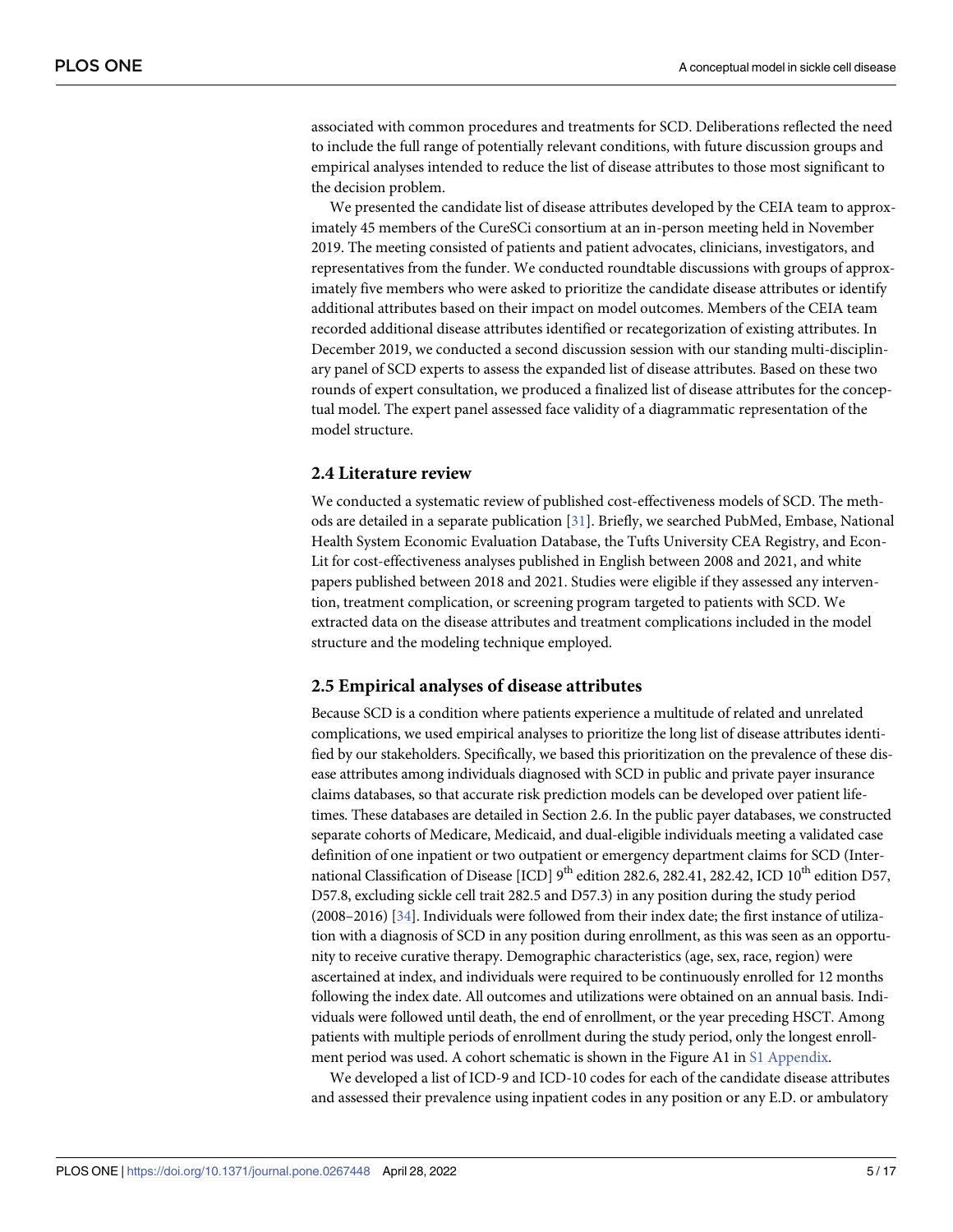associated with common procedures and treatments for SCD. Deliberations reflected the need to include the full range of potentially relevant conditions, with future discussion groups and empirical analyses intended to reduce the list of disease attributes to those most significant to the decision problem.

We presented the candidate list of disease attributes developed by the CEIA team to approximately 45 members of the CureSCi consortium at an in-person meeting held in November 2019. The meeting consisted of patients and patient advocates, clinicians, investigators, and representatives from the funder. We conducted roundtable discussions with groups of approximately five members who were asked to prioritize the candidate disease attributes or identify additional attributes based on their impact on model outcomes. Members of the CEIA team recorded additional disease attributes identified or recategorization of existing attributes. In December 2019, we conducted a second discussion session with our standing multi-disciplinary panel of SCD experts to assess the expanded list of disease attributes. Based on these two rounds of expert consultation, we produced a finalized list of disease attributes for the conceptual model. The expert panel assessed face validity of a diagrammatic representation of the model structure.

### 2.4 Literature review

We conducted a systematic review of published cost-effectiveness models of SCD. The methods are detailed in a separate publication [31]. Briefly, we searched PubMed, Embase, National Health System Economic Evaluation Database, the Tufts University CEA Registry, and EconLit for cost-effectiveness analyses published in English between 2008 and 2021, and white papers published between 2018 and 2021. Studies were eligible if they assessed any intervention, treatment complication, or screening program targeted to patients with SCD. We extracted data on the disease attributes and treatment complications included in the model structure and the modeling technique employed.

### 2.5 Empirical analyses of disease attributes

Because SCD is a condition where patients experience a multitude of related and unrelated complications, we used empirical analyses to prioritize the long list of disease attributes identified by our stakeholders. Specifically, we based this prioritization on the prevalence of these disease attributes among individuals diagnosed with SCD in public and private payer insurance claims databases, so that accurate risk prediction models can be developed over patient lifetimes. These databases are detailed in Section 2.6. In the public payer databases, we constructed separate cohorts of Medicare, Medicaid, and dual-eligible individuals meeting a validated case definition of one inpatient or two outpatient or emergency department claims for SCD (International Classification of Disease [ICD] 9$^{th}$ edition 282.6, 282.41, 282.42, ICD 10$^{th}$ edition D57, D57.8, excluding sickle cell trait 282.5 and D57.3) in any position during the study period (2008–2016) [34]. Individuals were followed from their index date; the first instance of utilization with a diagnosis of SCD in any position during enrollment, as this was seen as an opportunity to receive curative therapy. Demographic characteristics (age, sex, race, region) were ascertained at index, and individuals were required to be continuously enrolled for 12 months following the index date. All outcomes and utilizations were obtained on an annual basis. Individuals were followed until death, the end of enrollment, or the year preceding HSCT. Among patients with multiple periods of enrollment during the study period, only the longest enrollment period was used. A cohort schematic is shown in the Figure A1 in S1 Appendix.

We developed a list of ICD-9 and ICD-10 codes for each of the candidate disease attributes and assessed their prevalence using inpatient codes in any position or any E.D. or ambulatory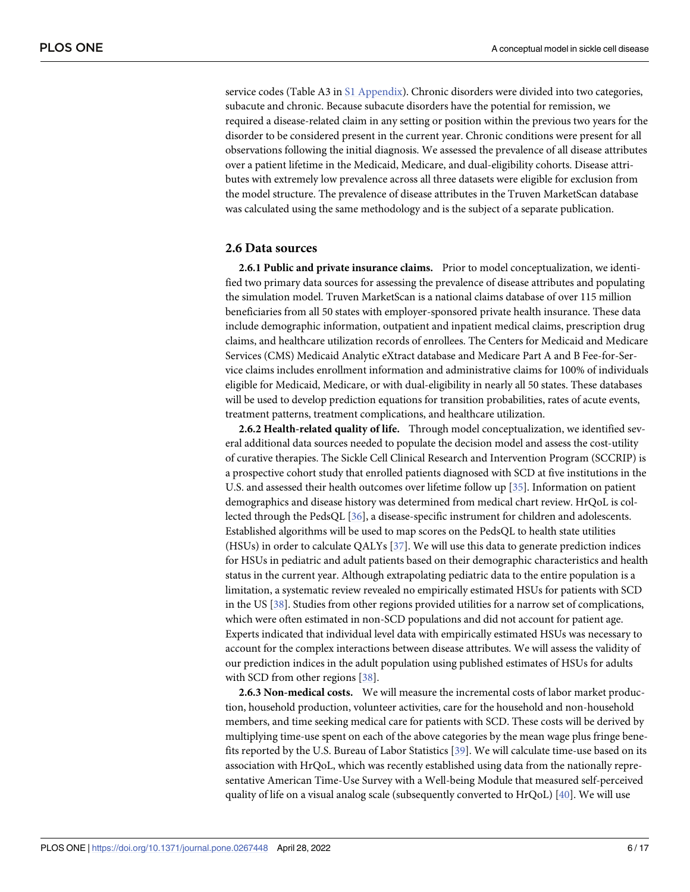service codes (Table A3 in S1 Appendix). Chronic disorders were divided into two categories, subacute and chronic. Because subacute disorders have the potential for remission, we required a disease-related claim in any setting or position within the previous two years for the disorder to be considered present in the current year. Chronic conditions were present for all observations following the initial diagnosis. We assessed the prevalence of all disease attributes over a patient lifetime in the Medicaid, Medicare, and dual-eligibility cohorts. Disease attributes with extremely low prevalence across all three datasets were eligible for exclusion from the model structure. The prevalence of disease attributes in the Truven MarketScan database was calculated using the same methodology and is the subject of a separate publication.

## 2.6 Data sources

**2.6.1 Public and private insurance claims.** Prior to model conceptualization, we identified two primary data sources for assessing the prevalence of disease attributes and populating the simulation model. Truven MarketScan is a national claims database of over 115 million beneficiaries from all 50 states with employer-sponsored private health insurance. These data include demographic information, outpatient and inpatient medical claims, prescription drug claims, and healthcare utilization records of enrollees. The Centers for Medicaid and Medicare Services (CMS) Medicaid Analytic eXtract database and Medicare Part A and B Fee-for-Service claims includes enrollment information and administrative claims for 100% of individuals eligible for Medicaid, Medicare, or with dual-eligibility in nearly all 50 states. These databases will be used to develop prediction equations for transition probabilities, rates of acute events, treatment patterns, treatment complications, and healthcare utilization.

**2.6.2 Health-related quality of life.** Through model conceptualization, we identified several additional data sources needed to populate the decision model and assess the cost-utility of curative therapies. The Sickle Cell Clinical Research and Intervention Program (SCCRIP) is a prospective cohort study that enrolled patients diagnosed with SCD at five institutions in the U.S. and assessed their health outcomes over lifetime follow up [35]. Information on patient demographics and disease history was determined from medical chart review. HrQoL is collected through the PedsQL [36], a disease-specific instrument for children and adolescents. Established algorithms will be used to map scores on the PedsQL to health state utilities (HSUs) in order to calculate QALYs [37]. We will use this data to generate prediction indices for HSUs in pediatric and adult patients based on their demographic characteristics and health status in the current year. Although extrapolating pediatric data to the entire population is a limitation, a systematic review revealed no empirically estimated HSUs for patients with SCD in the US [38]. Studies from other regions provided utilities for a narrow set of complications, which were often estimated in non-SCD populations and did not account for patient age. Experts indicated that individual level data with empirically estimated HSUs was necessary to account for the complex interactions between disease attributes. We will assess the validity of our prediction indices in the adult population using published estimates of HSUs for adults with SCD from other regions [38].

**2.6.3 Non-medical costs.** We will measure the incremental costs of labor market production, household production, volunteer activities, care for the household and non-household members, and time seeking medical care for patients with SCD. These costs will be derived by multiplying time-use spent on each of the above categories by the mean wage plus fringe benefits reported by the U.S. Bureau of Labor Statistics [39]. We will calculate time-use based on its association with HrQoL, which was recently established using data from the nationally representative American Time-Use Survey with a Well-being Module that measured self-perceived quality of life on a visual analog scale (subsequently converted to HrQoL) [40]. We will use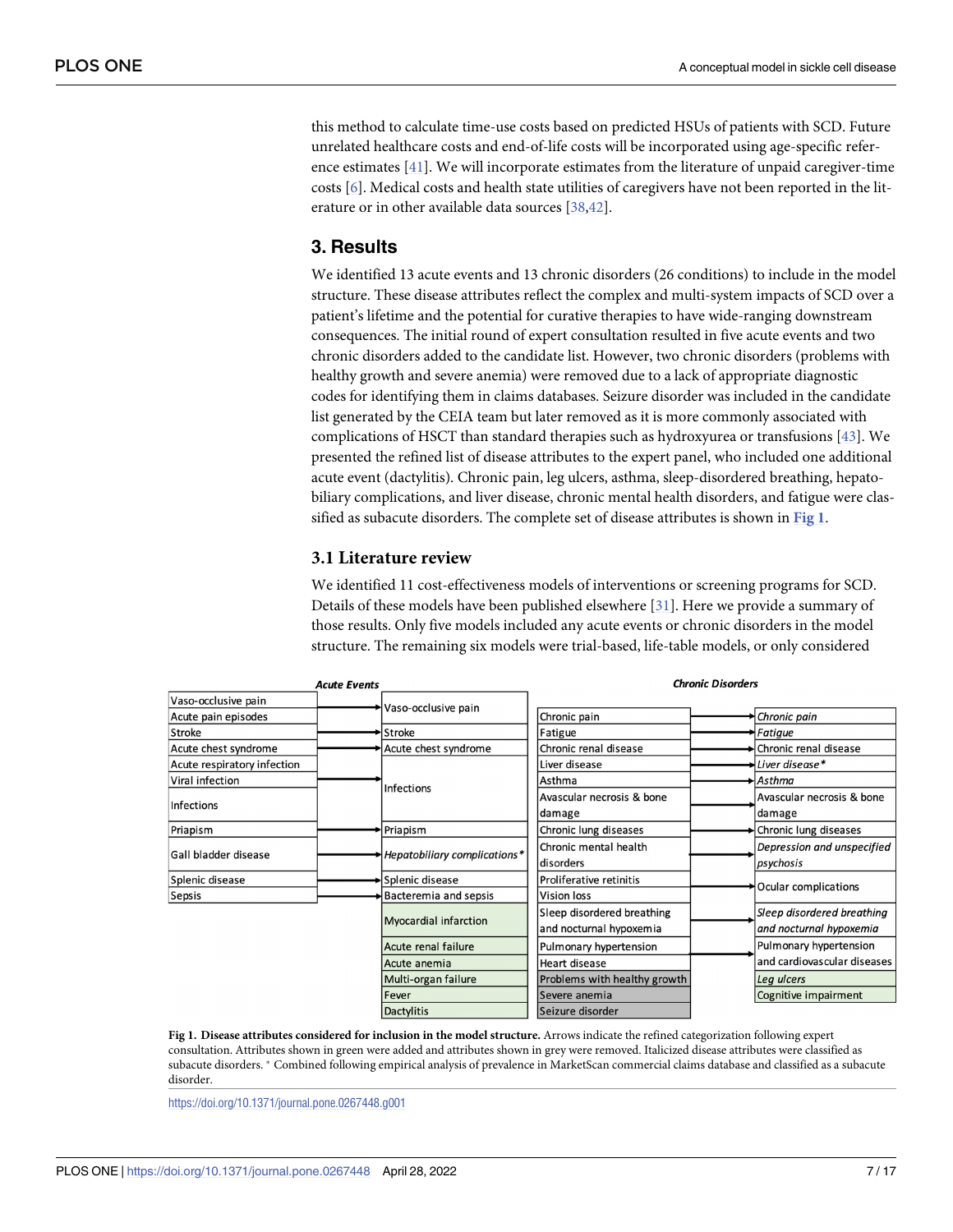this method to calculate time-use costs based on predicted HSUs of patients with SCD. Future unrelated healthcare costs and end-of-life costs will be incorporated using age-specific reference estimates [41]. We will incorporate estimates from the literature of unpaid caregiver-time costs [6]. Medical costs and health state utilities of caregivers have not been reported in the literature or in other available data sources [38,42].

## 3. Results

We identified 13 acute events and 13 chronic disorders (26 conditions) to include in the model structure. These disease attributes reflect the complex and multi-system impacts of SCD over a patient's lifetime and the potential for curative therapies to have wide-ranging downstream consequences. The initial round of expert consultation resulted in five acute events and two chronic disorders added to the candidate list. However, two chronic disorders (problems with healthy growth and severe anemia) were removed due to a lack of appropriate diagnostic codes for identifying them in claims databases. Seizure disorder was included in the candidate list generated by the CEIA team but later removed as it is more commonly associated with complications of HSCT than standard therapies such as hydroxyurea or transfusions [43]. We presented the refined list of disease attributes to the expert panel, who included one additional acute event (dactylitis). Chronic pain, leg ulcers, asthma, sleep-disordered breathing, hepatobiliary complications, and liver disease, chronic mental health disorders, and fatigue were classified as subacute disorders. The complete set of disease attributes is shown in Fig 1.

### 3.1 Literature review

We identified 11 cost-effectiveness models of interventions or screening programs for SCD. Details of these models have been published elsewhere [31]. Here we provide a summary of those results. Only five models included any acute events or chronic disorders in the model structure. The remaining six models were trial-based, life-table models, or only considered

**Acute Events**

| Candidate | Refined |
|---|---|
| Vaso-occlusive pain; Acute pain episodes | Vaso-occlusive pain |
| Stroke | Stroke |
| Acute chest syndrome | Acute chest syndrome |
| Acute respiratory infection; Viral infection; Infections | Infections |
| Priapism | Priapism |
| Gall bladder disease | *Hepatobiliary complications\** |
| Splenic disease | Splenic disease |
| Sepsis | Bacteremia and sepsis |
| | Myocardial infarction |
| | Acute renal failure |
| | Acute anemia |
| | Multi-organ failure |
| | Fever |
| | Dactylitis |

**Chronic Disorders**

| Candidate | Refined |
|---|---|
| Chronic pain | *Chronic pain* |
| Fatigue | *Fatigue* |
| Chronic renal disease | Chronic renal disease |
| Liver disease | *Liver disease\** |
| Asthma | *Asthma* |
| Avascular necrosis & bone damage | Avascular necrosis & bone damage |
| Chronic lung diseases | Chronic lung diseases |
| Chronic mental health disorders | *Depression and unspecified psychosis* |
| Proliferative retinitis; Vision loss | Ocular complications |
| Sleep disordered breathing and nocturnal hypoxemia | *Sleep disordered breathing and nocturnal hypoxemia* |
| Pulmonary hypertension; Heart disease | Pulmonary hypertension and cardiovascular diseases |
| Problems with healthy growth | |
| Severe anemia | |
| Seizure disorder | |
| | *Leg ulcers* |
| | Cognitive impairment |

**Fig 1. Disease attributes considered for inclusion in the model structure.** Arrows indicate the refined categorization following expert consultation. Attributes shown in green were added and attributes shown in grey were removed. Italicized disease attributes were classified as subacute disorders. * Combined following empirical analysis of prevalence in MarketScan commercial claims database and classified as a subacute disorder.

https://doi.org/10.1371/journal.pone.0267448.g001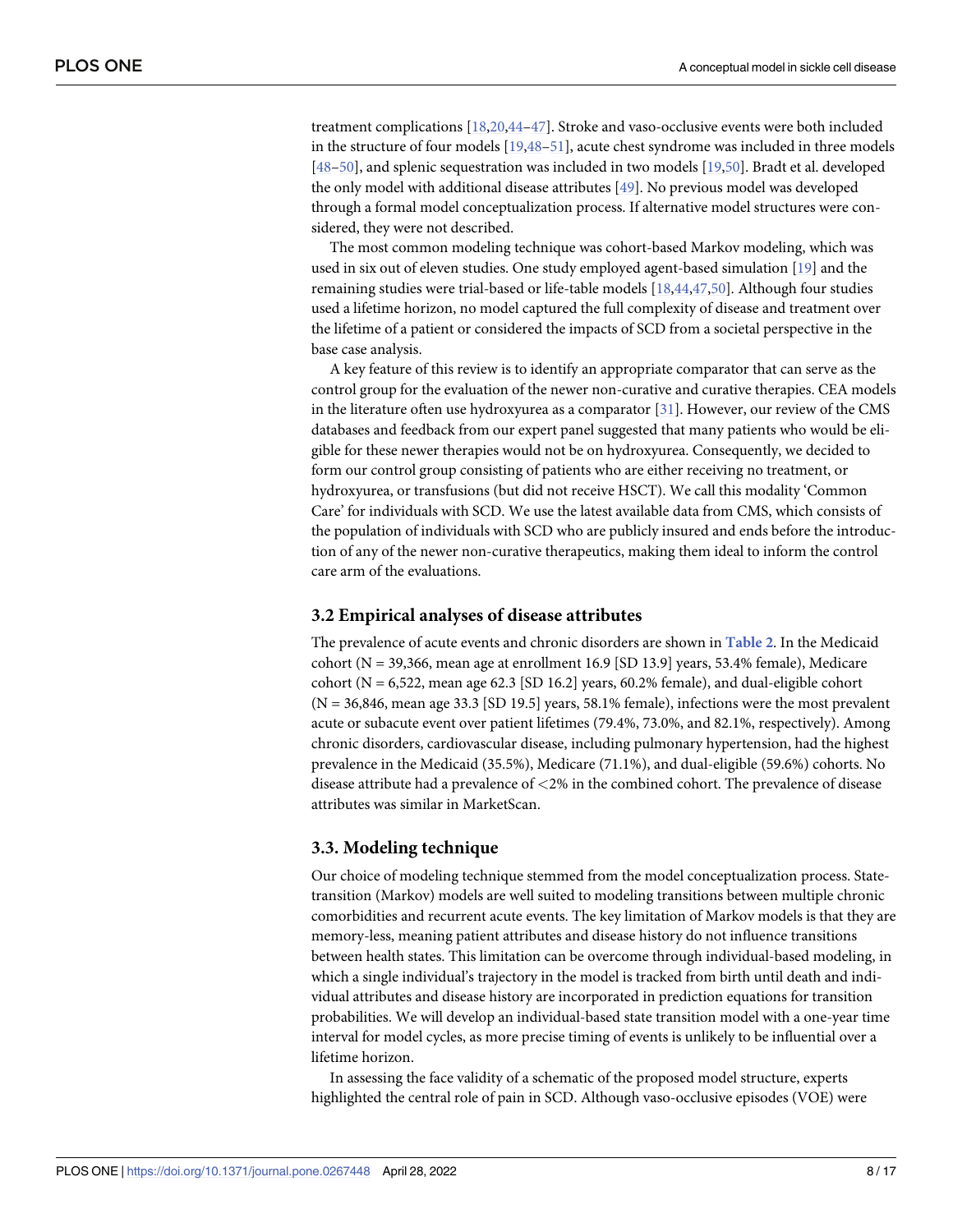treatment complications [18,20,44–47]. Stroke and vaso-occlusive events were both included in the structure of four models [19,48–51], acute chest syndrome was included in three models [48–50], and splenic sequestration was included in two models [19,50]. Bradt et al. developed the only model with additional disease attributes [49]. No previous model was developed through a formal model conceptualization process. If alternative model structures were considered, they were not described.

The most common modeling technique was cohort-based Markov modeling, which was used in six out of eleven studies. One study employed agent-based simulation [19] and the remaining studies were trial-based or life-table models [18,44,47,50]. Although four studies used a lifetime horizon, no model captured the full complexity of disease and treatment over the lifetime of a patient or considered the impacts of SCD from a societal perspective in the base case analysis.

A key feature of this review is to identify an appropriate comparator that can serve as the control group for the evaluation of the newer non-curative and curative therapies. CEA models in the literature often use hydroxyurea as a comparator [31]. However, our review of the CMS databases and feedback from our expert panel suggested that many patients who would be eligible for these newer therapies would not be on hydroxyurea. Consequently, we decided to form our control group consisting of patients who are either receiving no treatment, or hydroxyurea, or transfusions (but did not receive HSCT). We call this modality 'Common Care' for individuals with SCD. We use the latest available data from CMS, which consists of the population of individuals with SCD who are publicly insured and ends before the introduction of any of the newer non-curative therapeutics, making them ideal to inform the control care arm of the evaluations.

## 3.2 Empirical analyses of disease attributes

The prevalence of acute events and chronic disorders are shown in **Table 2**. In the Medicaid cohort (N = 39,366, mean age at enrollment 16.9 [SD 13.9] years, 53.4% female), Medicare cohort (N = 6,522, mean age 62.3 [SD 16.2] years, 60.2% female), and dual-eligible cohort (N = 36,846, mean age 33.3 [SD 19.5] years, 58.1% female), infections were the most prevalent acute or subacute event over patient lifetimes (79.4%, 73.0%, and 82.1%, respectively). Among chronic disorders, cardiovascular disease, including pulmonary hypertension, had the highest prevalence in the Medicaid (35.5%), Medicare (71.1%), and dual-eligible (59.6%) cohorts. No disease attribute had a prevalence of <2% in the combined cohort. The prevalence of disease attributes was similar in MarketScan.

## 3.3. Modeling technique

Our choice of modeling technique stemmed from the model conceptualization process. State-transition (Markov) models are well suited to modeling transitions between multiple chronic comorbidities and recurrent acute events. The key limitation of Markov models is that they are memory-less, meaning patient attributes and disease history do not influence transitions between health states. This limitation can be overcome through individual-based modeling, in which a single individual's trajectory in the model is tracked from birth until death and individual attributes and disease history are incorporated in prediction equations for transition probabilities. We will develop an individual-based state transition model with a one-year time interval for model cycles, as more precise timing of events is unlikely to be influential over a lifetime horizon.

In assessing the face validity of a schematic of the proposed model structure, experts highlighted the central role of pain in SCD. Although vaso-occlusive episodes (VOE) were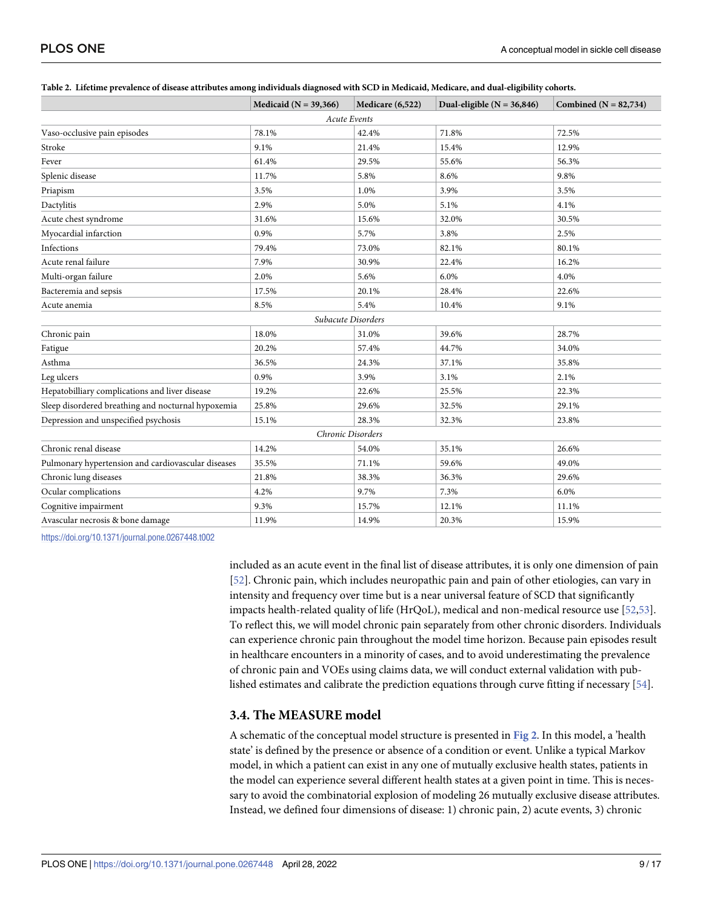**Table 2. Lifetime prevalence of disease attributes among individuals diagnosed with SCD in Medicaid, Medicare, and dual-eligibility cohorts.**

| | Medicaid (N = 39,366) | Medicare (6,522) | Dual-eligible (N = 36,846) | Combined (N = 82,734) |
|---|---|---|---|---|
| *Acute Events* | | | | |
| Vaso-occlusive pain episodes | 78.1% | 42.4% | 71.8% | 72.5% |
| Stroke | 9.1% | 21.4% | 15.4% | 12.9% |
| Fever | 61.4% | 29.5% | 55.6% | 56.3% |
| Splenic disease | 11.7% | 5.8% | 8.6% | 9.8% |
| Priapism | 3.5% | 1.0% | 3.9% | 3.5% |
| Dactylitis | 2.9% | 5.0% | 5.1% | 4.1% |
| Acute chest syndrome | 31.6% | 15.6% | 32.0% | 30.5% |
| Myocardial infarction | 0.9% | 5.7% | 3.8% | 2.5% |
| Infections | 79.4% | 73.0% | 82.1% | 80.1% |
| Acute renal failure | 7.9% | 30.9% | 22.4% | 16.2% |
| Multi-organ failure | 2.0% | 5.6% | 6.0% | 4.0% |
| Bacteremia and sepsis | 17.5% | 20.1% | 28.4% | 22.6% |
| Acute anemia | 8.5% | 5.4% | 10.4% | 9.1% |
| *Subacute Disorders* | | | | |
| Chronic pain | 18.0% | 31.0% | 39.6% | 28.7% |
| Fatigue | 20.2% | 57.4% | 44.7% | 34.0% |
| Asthma | 36.5% | 24.3% | 37.1% | 35.8% |
| Leg ulcers | 0.9% | 3.9% | 3.1% | 2.1% |
| Hepatobilliary complications and liver disease | 19.2% | 22.6% | 25.5% | 22.3% |
| Sleep disordered breathing and nocturnal hypoxemia | 25.8% | 29.6% | 32.5% | 29.1% |
| Depression and unspecified psychosis | 15.1% | 28.3% | 32.3% | 23.8% |
| *Chronic Disorders* | | | | |
| Chronic renal disease | 14.2% | 54.0% | 35.1% | 26.6% |
| Pulmonary hypertension and cardiovascular diseases | 35.5% | 71.1% | 59.6% | 49.0% |
| Chronic lung diseases | 21.8% | 38.3% | 36.3% | 29.6% |
| Ocular complications | 4.2% | 9.7% | 7.3% | 6.0% |
| Cognitive impairment | 9.3% | 15.7% | 12.1% | 11.1% |
| Avascular necrosis & bone damage | 11.9% | 14.9% | 20.3% | 15.9% |

https://doi.org/10.1371/journal.pone.0267448.t002

included as an acute event in the final list of disease attributes, it is only one dimension of pain [52]. Chronic pain, which includes neuropathic pain and pain of other etiologies, can vary in intensity and frequency over time but is a near universal feature of SCD that significantly impacts health-related quality of life (HrQoL), medical and non-medical resource use [52,53]. To reflect this, we will model chronic pain separately from other chronic disorders. Individuals can experience chronic pain throughout the model time horizon. Because pain episodes result in healthcare encounters in a minority of cases, and to avoid underestimating the prevalence of chronic pain and VOEs using claims data, we will conduct external validation with published estimates and calibrate the prediction equations through curve fitting if necessary [54].

### 3.4. The MEASURE model

A schematic of the conceptual model structure is presented in **Fig 2**. In this model, a 'health state' is defined by the presence or absence of a condition or event. Unlike a typical Markov model, in which a patient can exist in any one of mutually exclusive health states, patients in the model can experience several different health states at a given point in time. This is necessary to avoid the combinatorial explosion of modeling 26 mutually exclusive disease attributes. Instead, we defined four dimensions of disease: 1) chronic pain, 2) acute events, 3) chronic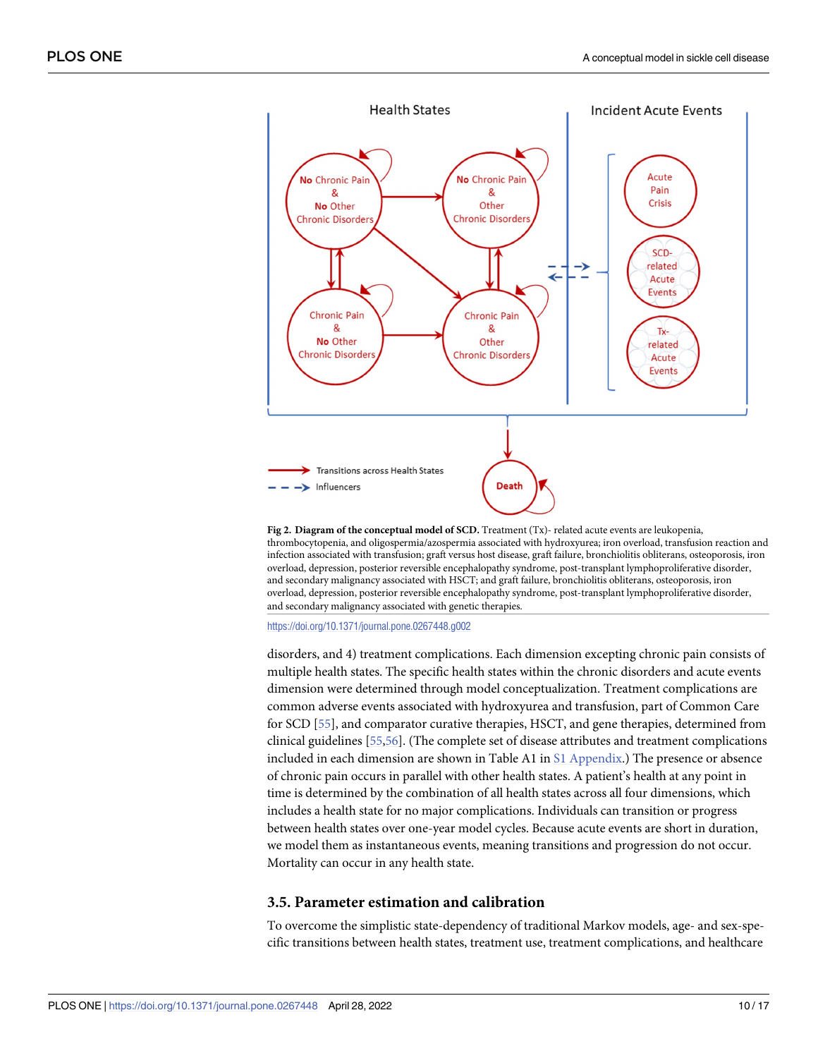**Fig 2. Diagram of the conceptual model of SCD.** Treatment (Tx)- related acute events are leukopenia, thrombocytopenia, and oligospermia/azospermia associated with hydroxyurea; iron overload, transfusion reaction and infection associated with transfusion; graft versus host disease, graft failure, bronchiolitis obliterans, osteoporosis, iron overload, depression, posterior reversible encephalopathy syndrome, post-transplant lymphoproliferative disorder, and secondary malignancy associated with HSCT; and graft failure, bronchiolitis obliterans, osteoporosis, iron overload, depression, posterior reversible encephalopathy syndrome, post-transplant lymphoproliferative disorder, and secondary malignancy associated with genetic therapies.

https://doi.org/10.1371/journal.pone.0267448.g002

disorders, and 4) treatment complications. Each dimension excepting chronic pain consists of multiple health states. The specific health states within the chronic disorders and acute events dimension were determined through model conceptualization. Treatment complications are common adverse events associated with hydroxyurea and transfusion, part of Common Care for SCD [55], and comparator curative therapies, HSCT, and gene therapies, determined from clinical guidelines [55,56]. (The complete set of disease attributes and treatment complications included in each dimension are shown in Table A1 in S1 Appendix.) The presence or absence of chronic pain occurs in parallel with other health states. A patient's health at any point in time is determined by the combination of all health states across all four dimensions, which includes a health state for no major complications. Individuals can transition or progress between health states over one-year model cycles. Because acute events are short in duration, we model them as instantaneous events, meaning transitions and progression do not occur. Mortality can occur in any health state.

### 3.5. Parameter estimation and calibration

To overcome the simplistic state-dependency of traditional Markov models, age- and sex-specific transitions between health states, treatment use, treatment complications, and healthcare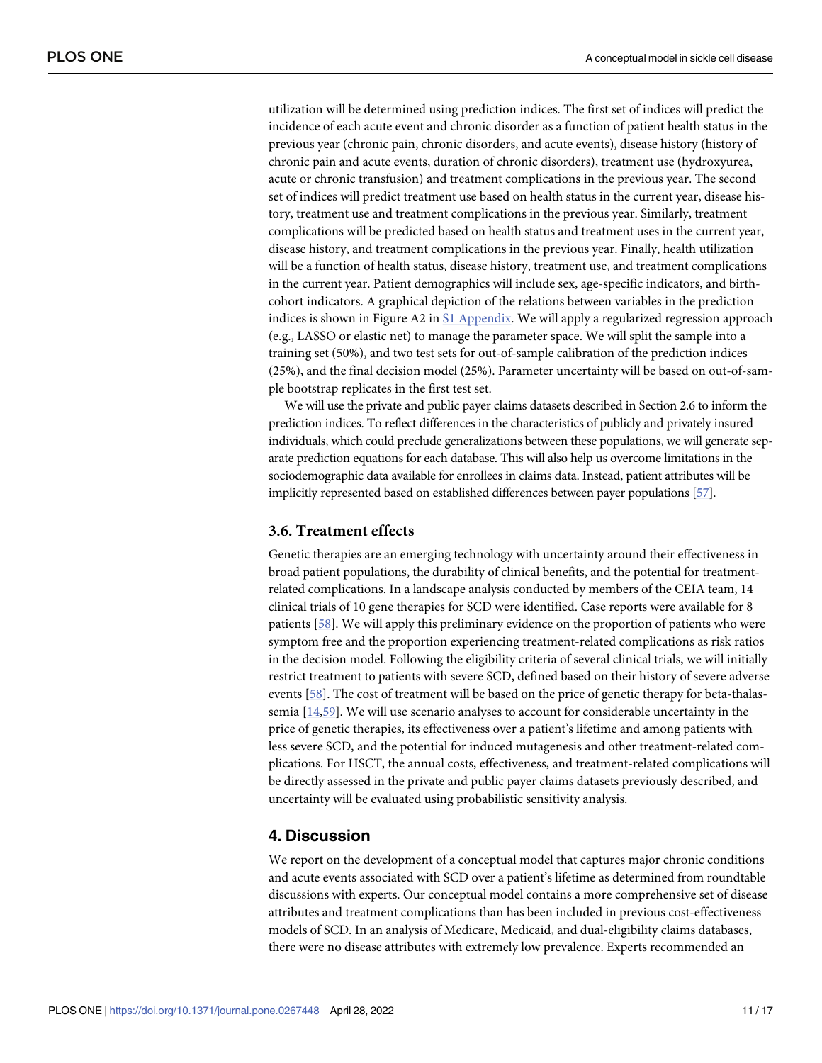utilization will be determined using prediction indices. The first set of indices will predict the incidence of each acute event and chronic disorder as a function of patient health status in the previous year (chronic pain, chronic disorders, and acute events), disease history (history of chronic pain and acute events, duration of chronic disorders), treatment use (hydroxyurea, acute or chronic transfusion) and treatment complications in the previous year. The second set of indices will predict treatment use based on health status in the current year, disease history, treatment use and treatment complications in the previous year. Similarly, treatment complications will be predicted based on health status and treatment uses in the current year, disease history, and treatment complications in the previous year. Finally, health utilization will be a function of health status, disease history, treatment use, and treatment complications in the current year. Patient demographics will include sex, age-specific indicators, and birth-cohort indicators. A graphical depiction of the relations between variables in the prediction indices is shown in Figure A2 in S1 Appendix. We will apply a regularized regression approach (e.g., LASSO or elastic net) to manage the parameter space. We will split the sample into a training set (50%), and two test sets for out-of-sample calibration of the prediction indices (25%), and the final decision model (25%). Parameter uncertainty will be based on out-of-sample bootstrap replicates in the first test set.

We will use the private and public payer claims datasets described in Section 2.6 to inform the prediction indices. To reflect differences in the characteristics of publicly and privately insured individuals, which could preclude generalizations between these populations, we will generate separate prediction equations for each database. This will also help us overcome limitations in the sociodemographic data available for enrollees in claims data. Instead, patient attributes will be implicitly represented based on established differences between payer populations [57].

### 3.6. Treatment effects

Genetic therapies are an emerging technology with uncertainty around their effectiveness in broad patient populations, the durability of clinical benefits, and the potential for treatment-related complications. In a landscape analysis conducted by members of the CEIA team, 14 clinical trials of 10 gene therapies for SCD were identified. Case reports were available for 8 patients [58]. We will apply this preliminary evidence on the proportion of patients who were symptom free and the proportion experiencing treatment-related complications as risk ratios in the decision model. Following the eligibility criteria of several clinical trials, we will initially restrict treatment to patients with severe SCD, defined based on their history of severe adverse events [58]. The cost of treatment will be based on the price of genetic therapy for beta-thalassemia [14,59]. We will use scenario analyses to account for considerable uncertainty in the price of genetic therapies, its effectiveness over a patient's lifetime and among patients with less severe SCD, and the potential for induced mutagenesis and other treatment-related complications. For HSCT, the annual costs, effectiveness, and treatment-related complications will be directly assessed in the private and public payer claims datasets previously described, and uncertainty will be evaluated using probabilistic sensitivity analysis.

## 4. Discussion

We report on the development of a conceptual model that captures major chronic conditions and acute events associated with SCD over a patient's lifetime as determined from roundtable discussions with experts. Our conceptual model contains a more comprehensive set of disease attributes and treatment complications than has been included in previous cost-effectiveness models of SCD. In an analysis of Medicare, Medicaid, and dual-eligibility claims databases, there were no disease attributes with extremely low prevalence. Experts recommended an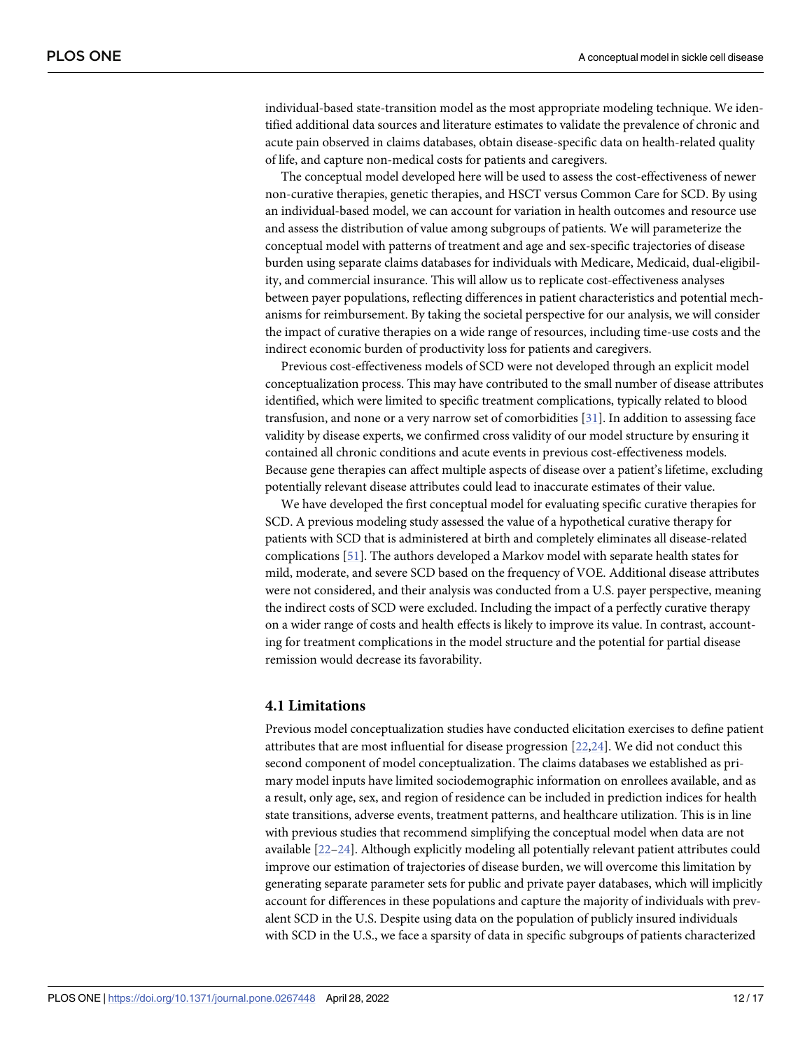individual-based state-transition model as the most appropriate modeling technique. We identified additional data sources and literature estimates to validate the prevalence of chronic and acute pain observed in claims databases, obtain disease-specific data on health-related quality of life, and capture non-medical costs for patients and caregivers.

The conceptual model developed here will be used to assess the cost-effectiveness of newer non-curative therapies, genetic therapies, and HSCT versus Common Care for SCD. By using an individual-based model, we can account for variation in health outcomes and resource use and assess the distribution of value among subgroups of patients. We will parameterize the conceptual model with patterns of treatment and age and sex-specific trajectories of disease burden using separate claims databases for individuals with Medicare, Medicaid, dual-eligibility, and commercial insurance. This will allow us to replicate cost-effectiveness analyses between payer populations, reflecting differences in patient characteristics and potential mechanisms for reimbursement. By taking the societal perspective for our analysis, we will consider the impact of curative therapies on a wide range of resources, including time-use costs and the indirect economic burden of productivity loss for patients and caregivers.

Previous cost-effectiveness models of SCD were not developed through an explicit model conceptualization process. This may have contributed to the small number of disease attributes identified, which were limited to specific treatment complications, typically related to blood transfusion, and none or a very narrow set of comorbidities [31]. In addition to assessing face validity by disease experts, we confirmed cross validity of our model structure by ensuring it contained all chronic conditions and acute events in previous cost-effectiveness models. Because gene therapies can affect multiple aspects of disease over a patient's lifetime, excluding potentially relevant disease attributes could lead to inaccurate estimates of their value.

We have developed the first conceptual model for evaluating specific curative therapies for SCD. A previous modeling study assessed the value of a hypothetical curative therapy for patients with SCD that is administered at birth and completely eliminates all disease-related complications [51]. The authors developed a Markov model with separate health states for mild, moderate, and severe SCD based on the frequency of VOE. Additional disease attributes were not considered, and their analysis was conducted from a U.S. payer perspective, meaning the indirect costs of SCD were excluded. Including the impact of a perfectly curative therapy on a wider range of costs and health effects is likely to improve its value. In contrast, accounting for treatment complications in the model structure and the potential for partial disease remission would decrease its favorability.

### 4.1 Limitations

Previous model conceptualization studies have conducted elicitation exercises to define patient attributes that are most influential for disease progression [22,24]. We did not conduct this second component of model conceptualization. The claims databases we established as primary model inputs have limited sociodemographic information on enrollees available, and as a result, only age, sex, and region of residence can be included in prediction indices for health state transitions, adverse events, treatment patterns, and healthcare utilization. This is in line with previous studies that recommend simplifying the conceptual model when data are not available [22–24]. Although explicitly modeling all potentially relevant patient attributes could improve our estimation of trajectories of disease burden, we will overcome this limitation by generating separate parameter sets for public and private payer databases, which will implicitly account for differences in these populations and capture the majority of individuals with prevalent SCD in the U.S. Despite using data on the population of publicly insured individuals with SCD in the U.S., we face a sparsity of data in specific subgroups of patients characterized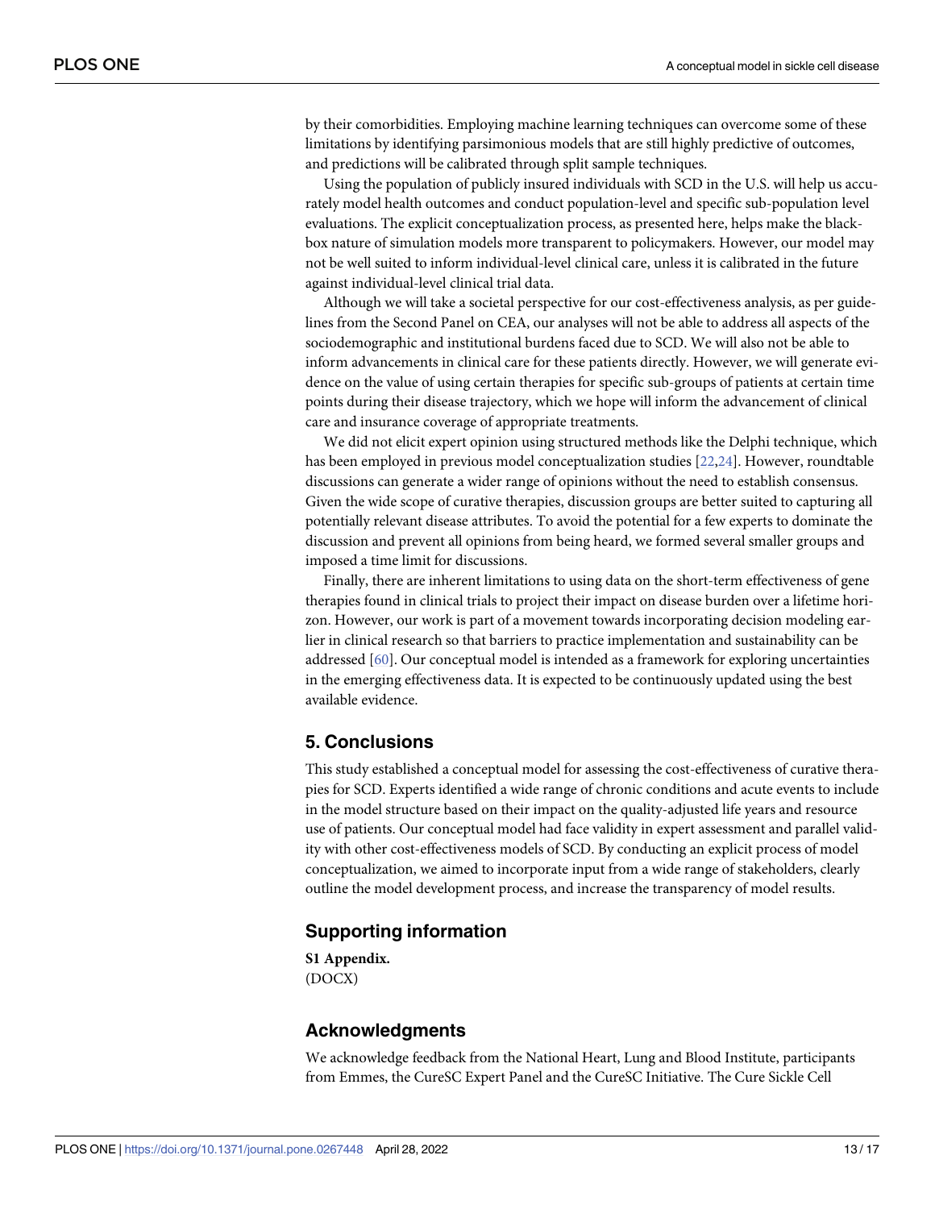by their comorbidities. Employing machine learning techniques can overcome some of these limitations by identifying parsimonious models that are still highly predictive of outcomes, and predictions will be calibrated through split sample techniques.

Using the population of publicly insured individuals with SCD in the U.S. will help us accurately model health outcomes and conduct population-level and specific sub-population level evaluations. The explicit conceptualization process, as presented here, helps make the black-box nature of simulation models more transparent to policymakers. However, our model may not be well suited to inform individual-level clinical care, unless it is calibrated in the future against individual-level clinical trial data.

Although we will take a societal perspective for our cost-effectiveness analysis, as per guidelines from the Second Panel on CEA, our analyses will not be able to address all aspects of the sociodemographic and institutional burdens faced due to SCD. We will also not be able to inform advancements in clinical care for these patients directly. However, we will generate evidence on the value of using certain therapies for specific sub-groups of patients at certain time points during their disease trajectory, which we hope will inform the advancement of clinical care and insurance coverage of appropriate treatments.

We did not elicit expert opinion using structured methods like the Delphi technique, which has been employed in previous model conceptualization studies [22,24]. However, roundtable discussions can generate a wider range of opinions without the need to establish consensus. Given the wide scope of curative therapies, discussion groups are better suited to capturing all potentially relevant disease attributes. To avoid the potential for a few experts to dominate the discussion and prevent all opinions from being heard, we formed several smaller groups and imposed a time limit for discussions.

Finally, there are inherent limitations to using data on the short-term effectiveness of gene therapies found in clinical trials to project their impact on disease burden over a lifetime horizon. However, our work is part of a movement towards incorporating decision modeling earlier in clinical research so that barriers to practice implementation and sustainability can be addressed [60]. Our conceptual model is intended as a framework for exploring uncertainties in the emerging effectiveness data. It is expected to be continuously updated using the best available evidence.

## 5. Conclusions

This study established a conceptual model for assessing the cost-effectiveness of curative therapies for SCD. Experts identified a wide range of chronic conditions and acute events to include in the model structure based on their impact on the quality-adjusted life years and resource use of patients. Our conceptual model had face validity in expert assessment and parallel validity with other cost-effectiveness models of SCD. By conducting an explicit process of model conceptualization, we aimed to incorporate input from a wide range of stakeholders, clearly outline the model development process, and increase the transparency of model results.

## Supporting information

**S1 Appendix.**
(DOCX)

## Acknowledgments

We acknowledge feedback from the National Heart, Lung and Blood Institute, participants from Emmes, the CureSC Expert Panel and the CureSC Initiative. The Cure Sickle Cell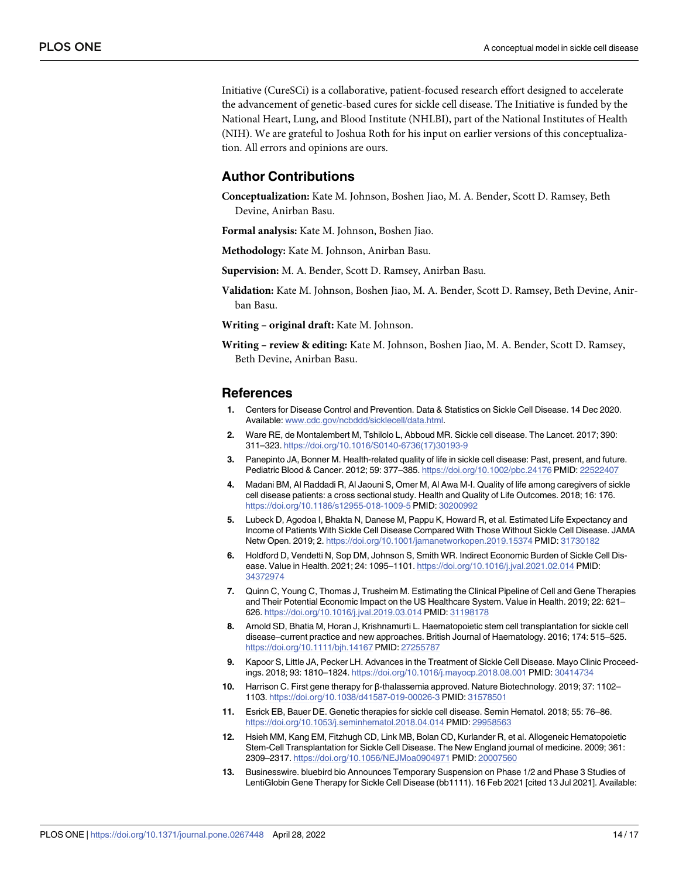Initiative (CureSCi) is a collaborative, patient-focused research effort designed to accelerate the advancement of genetic-based cures for sickle cell disease. The Initiative is funded by the National Heart, Lung, and Blood Institute (NHLBI), part of the National Institutes of Health (NIH). We are grateful to Joshua Roth for his input on earlier versions of this conceptualization. All errors and opinions are ours.

## Author Contributions

**Conceptualization:** Kate M. Johnson, Boshen Jiao, M. A. Bender, Scott D. Ramsey, Beth Devine, Anirban Basu.

**Formal analysis:** Kate M. Johnson, Boshen Jiao.

**Methodology:** Kate M. Johnson, Anirban Basu.

**Supervision:** M. A. Bender, Scott D. Ramsey, Anirban Basu.

**Validation:** Kate M. Johnson, Boshen Jiao, M. A. Bender, Scott D. Ramsey, Beth Devine, Anirban Basu.

**Writing – original draft:** Kate M. Johnson.

**Writing – review & editing:** Kate M. Johnson, Boshen Jiao, M. A. Bender, Scott D. Ramsey, Beth Devine, Anirban Basu.

## References

1. Centers for Disease Control and Prevention. Data & Statistics on Sickle Cell Disease. 14 Dec 2020. Available: www.cdc.gov/ncbddd/sicklecell/data.html.
2. Ware RE, de Montalembert M, Tshilolo L, Abboud MR. Sickle cell disease. The Lancet. 2017; 390: 311–323. https://doi.org/10.1016/S0140-6736(17)30193-9
3. Panepinto JA, Bonner M. Health-related quality of life in sickle cell disease: Past, present, and future. Pediatric Blood & Cancer. 2012; 59: 377–385. https://doi.org/10.1002/pbc.24176 PMID: 22522407
4. Madani BM, Al Raddadi R, Al Jaouni S, Omer M, Al Awa M-I. Quality of life among caregivers of sickle cell disease patients: a cross sectional study. Health and Quality of Life Outcomes. 2018; 16: 176. https://doi.org/10.1186/s12955-018-1009-5 PMID: 30200992
5. Lubeck D, Agodoa I, Bhakta N, Danese M, Pappu K, Howard R, et al. Estimated Life Expectancy and Income of Patients With Sickle Cell Disease Compared With Those Without Sickle Cell Disease. JAMA Netw Open. 2019; 2. https://doi.org/10.1001/jamanetworkopen.2019.15374 PMID: 31730182
6. Holdford D, Vendetti N, Sop DM, Johnson S, Smith WR. Indirect Economic Burden of Sickle Cell Disease. Value in Health. 2021; 24: 1095–1101. https://doi.org/10.1016/j.jval.2021.02.014 PMID: 34372974
7. Quinn C, Young C, Thomas J, Trusheim M. Estimating the Clinical Pipeline of Cell and Gene Therapies and Their Potential Economic Impact on the US Healthcare System. Value in Health. 2019; 22: 621–626. https://doi.org/10.1016/j.jval.2019.03.014 PMID: 31198178
8. Arnold SD, Bhatia M, Horan J, Krishnamurti L. Haematopoietic stem cell transplantation for sickle cell disease–current practice and new approaches. British Journal of Haematology. 2016; 174: 515–525. https://doi.org/10.1111/bjh.14167 PMID: 27255787
9. Kapoor S, Little JA, Pecker LH. Advances in the Treatment of Sickle Cell Disease. Mayo Clinic Proceedings. 2018; 93: 1810–1824. https://doi.org/10.1016/j.mayocp.2018.08.001 PMID: 30414734
10. Harrison C. First gene therapy for β-thalassemia approved. Nature Biotechnology. 2019; 37: 1102–1103. https://doi.org/10.1038/d41587-019-00026-3 PMID: 31578501
11. Esrick EB, Bauer DE. Genetic therapies for sickle cell disease. Semin Hematol. 2018; 55: 76–86. https://doi.org/10.1053/j.seminhematol.2018.04.014 PMID: 29958563
12. Hsieh MM, Kang EM, Fitzhugh CD, Link MB, Bolan CD, Kurlander R, et al. Allogeneic Hematopoietic Stem-Cell Transplantation for Sickle Cell Disease. The New England journal of medicine. 2009; 361: 2309–2317. https://doi.org/10.1056/NEJMoa0904971 PMID: 20007560
13. Businesswire. bluebird bio Announces Temporary Suspension on Phase 1/2 and Phase 3 Studies of LentiGlobin Gene Therapy for Sickle Cell Disease (bb1111). 16 Feb 2021 [cited 13 Jul 2021]. Available: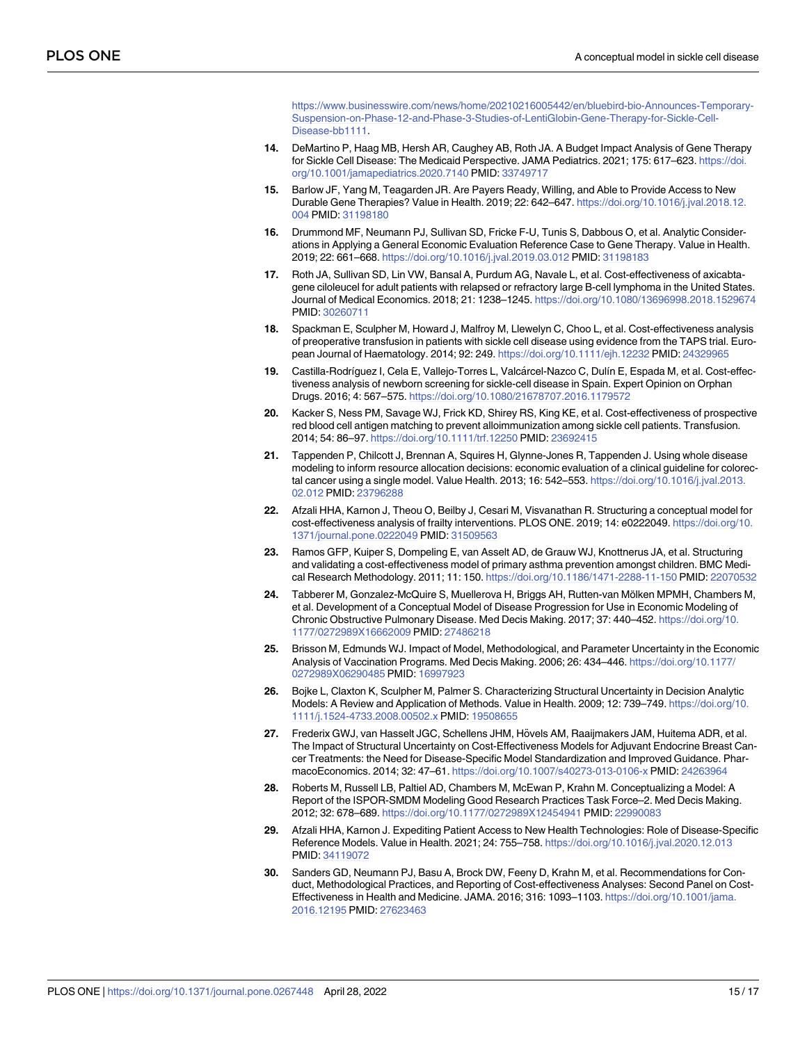https://www.businesswire.com/news/home/20210216005442/en/bluebird-bio-Announces-Temporary-Suspension-on-Phase-12-and-Phase-3-Studies-of-LentiGlobin-Gene-Therapy-for-Sickle-Cell-Disease-bb1111.

14. DeMartino P, Haag MB, Hersh AR, Caughey AB, Roth JA. A Budget Impact Analysis of Gene Therapy for Sickle Cell Disease: The Medicaid Perspective. JAMA Pediatrics. 2021; 175: 617–623. https://doi.org/10.1001/jamapediatrics.2020.7140 PMID: 33749717

15. Barlow JF, Yang M, Teagarden JR. Are Payers Ready, Willing, and Able to Provide Access to New Durable Gene Therapies? Value in Health. 2019; 22: 642–647. https://doi.org/10.1016/j.jval.2018.12.004 PMID: 31198180

16. Drummond MF, Neumann PJ, Sullivan SD, Fricke F-U, Tunis S, Dabbous O, et al. Analytic Considerations in Applying a General Economic Evaluation Reference Case to Gene Therapy. Value in Health. 2019; 22: 661–668. https://doi.org/10.1016/j.jval.2019.03.012 PMID: 31198183

17. Roth JA, Sullivan SD, Lin VW, Bansal A, Purdum AG, Navale L, et al. Cost-effectiveness of axicabtagene ciloleucel for adult patients with relapsed or refractory large B-cell lymphoma in the United States. Journal of Medical Economics. 2018; 21: 1238–1245. https://doi.org/10.1080/13696998.2018.1529674 PMID: 30260711

18. Spackman E, Sculpher M, Howard J, Malfroy M, Llewelyn C, Choo L, et al. Cost-effectiveness analysis of preoperative transfusion in patients with sickle cell disease using evidence from the TAPS trial. European Journal of Haematology. 2014; 92: 249. https://doi.org/10.1111/ejh.12232 PMID: 24329965

19. Castilla-Rodríguez I, Cela E, Vallejo-Torres L, Valcárcel-Nazco C, Dulín E, Espada M, et al. Cost-effectiveness analysis of newborn screening for sickle-cell disease in Spain. Expert Opinion on Orphan Drugs. 2016; 4: 567–575. https://doi.org/10.1080/21678707.2016.1179572

20. Kacker S, Ness PM, Savage WJ, Frick KD, Shirey RS, King KE, et al. Cost-effectiveness of prospective red blood cell antigen matching to prevent alloimmunization among sickle cell patients. Transfusion. 2014; 54: 86–97. https://doi.org/10.1111/trf.12250 PMID: 23692415

21. Tappenden P, Chilcott J, Brennan A, Squires H, Glynne-Jones R, Tappenden J. Using whole disease modeling to inform resource allocation decisions: economic evaluation of a clinical guideline for colorectal cancer using a single model. Value Health. 2013; 16: 542–553. https://doi.org/10.1016/j.jval.2013.02.012 PMID: 23796288

22. Afzali HHA, Karnon J, Theou O, Beilby J, Cesari M, Visvanathan R. Structuring a conceptual model for cost-effectiveness analysis of frailty interventions. PLOS ONE. 2019; 14: e0222049. https://doi.org/10.1371/journal.pone.0222049 PMID: 31509563

23. Ramos GFP, Kuiper S, Dompeling E, van Asselt AD, de Grauw WJ, Knottnerus JA, et al. Structuring and validating a cost-effectiveness model of primary asthma prevention amongst children. BMC Medical Research Methodology. 2011; 11: 150. https://doi.org/10.1186/1471-2288-11-150 PMID: 22070532

24. Tabberer M, Gonzalez-McQuire S, Muellerova H, Briggs AH, Rutten-van Mölken MPMH, Chambers M, et al. Development of a Conceptual Model of Disease Progression for Use in Economic Modeling of Chronic Obstructive Pulmonary Disease. Med Decis Making. 2017; 37: 440–452. https://doi.org/10.1177/0272989X16662009 PMID: 27486218

25. Brisson M, Edmunds WJ. Impact of Model, Methodological, and Parameter Uncertainty in the Economic Analysis of Vaccination Programs. Med Decis Making. 2006; 26: 434–446. https://doi.org/10.1177/0272989X06290485 PMID: 16997923

26. Bojke L, Claxton K, Sculpher M, Palmer S. Characterizing Structural Uncertainty in Decision Analytic Models: A Review and Application of Methods. Value in Health. 2009; 12: 739–749. https://doi.org/10.1111/j.1524-4733.2008.00502.x PMID: 19508655

27. Frederix GWJ, van Hasselt JGC, Schellens JHM, Hövels AM, Raaijmakers JAM, Huitema ADR, et al. The Impact of Structural Uncertainty on Cost-Effectiveness Models for Adjuvant Endocrine Breast Cancer Treatments: the Need for Disease-Specific Model Standardization and Improved Guidance. PharmacoEconomics. 2014; 32: 47–61. https://doi.org/10.1007/s40273-013-0106-x PMID: 24263964

28. Roberts M, Russell LB, Paltiel AD, Chambers M, McEwan P, Krahn M. Conceptualizing a Model: A Report of the ISPOR-SMDM Modeling Good Research Practices Task Force–2. Med Decis Making. 2012; 32: 678–689. https://doi.org/10.1177/0272989X12454941 PMID: 22990083

29. Afzali HHA, Karnon J. Expediting Patient Access to New Health Technologies: Role of Disease-Specific Reference Models. Value in Health. 2021; 24: 755–758. https://doi.org/10.1016/j.jval.2020.12.013 PMID: 34119072

30. Sanders GD, Neumann PJ, Basu A, Brock DW, Feeny D, Krahn M, et al. Recommendations for Conduct, Methodological Practices, and Reporting of Cost-effectiveness Analyses: Second Panel on Cost-Effectiveness in Health and Medicine. JAMA. 2016; 316: 1093–1103. https://doi.org/10.1001/jama.2016.12195 PMID: 27623463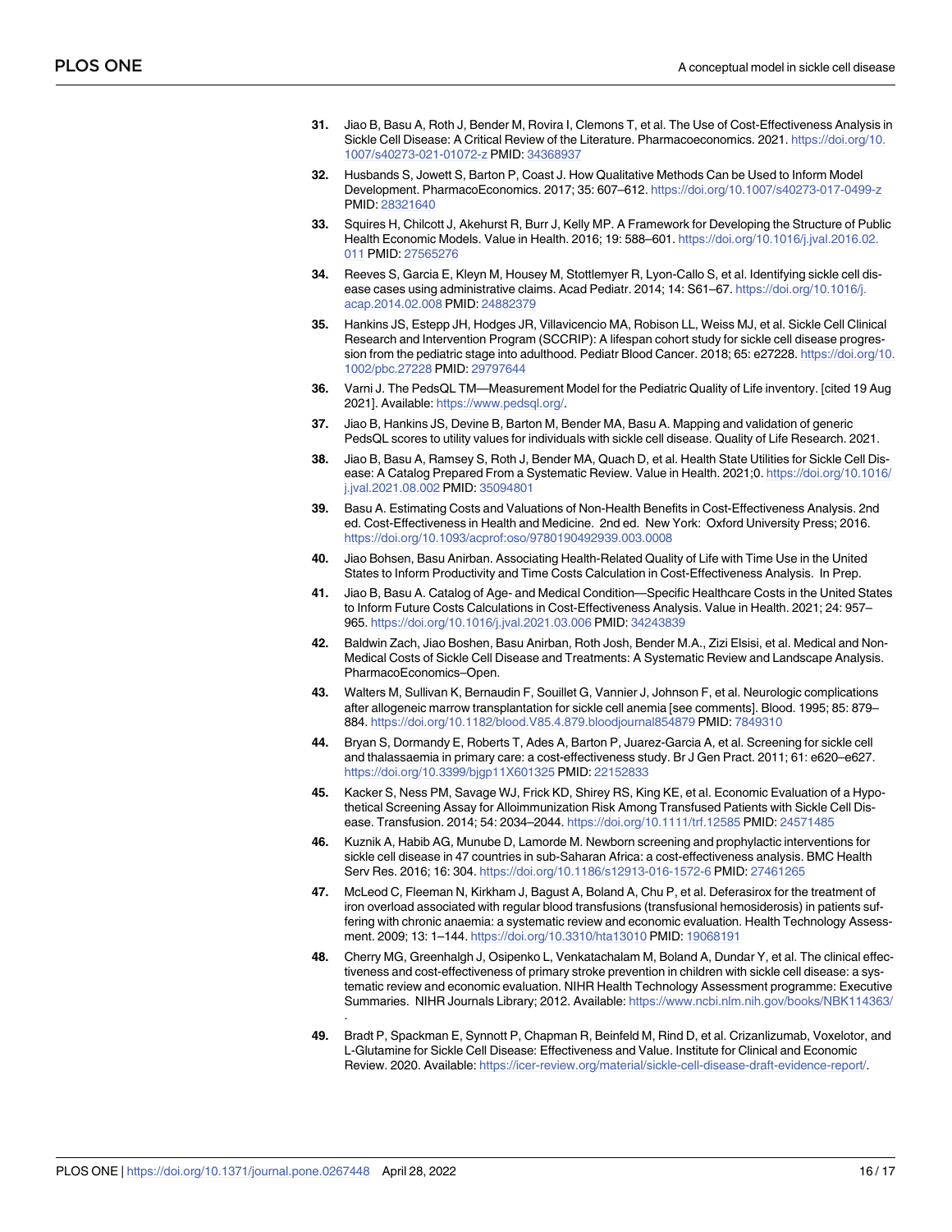31. Jiao B, Basu A, Roth J, Bender M, Rovira I, Clemons T, et al. The Use of Cost-Effectiveness Analysis in Sickle Cell Disease: A Critical Review of the Literature. Pharmacoeconomics. 2021. https://doi.org/10.1007/s40273-021-01072-z PMID: 34368937

32. Husbands S, Jowett S, Barton P, Coast J. How Qualitative Methods Can be Used to Inform Model Development. PharmacoEconomics. 2017; 35: 607–612. https://doi.org/10.1007/s40273-017-0499-z PMID: 28321640

33. Squires H, Chilcott J, Akehurst R, Burr J, Kelly MP. A Framework for Developing the Structure of Public Health Economic Models. Value in Health. 2016; 19: 588–601. https://doi.org/10.1016/j.jval.2016.02.011 PMID: 27565276

34. Reeves S, Garcia E, Kleyn M, Housey M, Stottlemyer R, Lyon-Callo S, et al. Identifying sickle cell disease cases using administrative claims. Acad Pediatr. 2014; 14: S61–67. https://doi.org/10.1016/j.acap.2014.02.008 PMID: 24882379

35. Hankins JS, Estepp JH, Hodges JR, Villavicencio MA, Robison LL, Weiss MJ, et al. Sickle Cell Clinical Research and Intervention Program (SCCRIP): A lifespan cohort study for sickle cell disease progression from the pediatric stage into adulthood. Pediatr Blood Cancer. 2018; 65: e27228. https://doi.org/10.1002/pbc.27228 PMID: 29797644

36. Varni J. The PedsQL TM—Measurement Model for the Pediatric Quality of Life inventory. [cited 19 Aug 2021]. Available: https://www.pedsql.org/.

37. Jiao B, Hankins JS, Devine B, Barton M, Bender MA, Basu A. Mapping and validation of generic PedsQL scores to utility values for individuals with sickle cell disease. Quality of Life Research. 2021.

38. Jiao B, Basu A, Ramsey S, Roth J, Bender MA, Quach D, et al. Health State Utilities for Sickle Cell Disease: A Catalog Prepared From a Systematic Review. Value in Health. 2021;0. https://doi.org/10.1016/j.jval.2021.08.002 PMID: 35094801

39. Basu A. Estimating Costs and Valuations of Non-Health Benefits in Cost-Effectiveness Analysis. 2nd ed. Cost-Effectiveness in Health and Medicine. 2nd ed. New York: Oxford University Press; 2016. https://doi.org/10.1093/acprof:oso/9780190492939.003.0008

40. Jiao Bohsen, Basu Anirban. Associating Health-Related Quality of Life with Time Use in the United States to Inform Productivity and Time Costs Calculation in Cost-Effectiveness Analysis. In Prep.

41. Jiao B, Basu A. Catalog of Age- and Medical Condition—Specific Healthcare Costs in the United States to Inform Future Costs Calculations in Cost-Effectiveness Analysis. Value in Health. 2021; 24: 957–965. https://doi.org/10.1016/j.jval.2021.03.006 PMID: 34243839

42. Baldwin Zach, Jiao Boshen, Basu Anirban, Roth Josh, Bender M.A., Zizi Elsisi, et al. Medical and Non-Medical Costs of Sickle Cell Disease and Treatments: A Systematic Review and Landscape Analysis. PharmacoEconomics–Open.

43. Walters M, Sullivan K, Bernaudin F, Souillet G, Vannier J, Johnson F, et al. Neurologic complications after allogeneic marrow transplantation for sickle cell anemia [see comments]. Blood. 1995; 85: 879–884. https://doi.org/10.1182/blood.V85.4.879.bloodjournal854879 PMID: 7849310

44. Bryan S, Dormandy E, Roberts T, Ades A, Barton P, Juarez-Garcia A, et al. Screening for sickle cell and thalassaemia in primary care: a cost-effectiveness study. Br J Gen Pract. 2011; 61: e620–e627. https://doi.org/10.3399/bjgp11X601325 PMID: 22152833

45. Kacker S, Ness PM, Savage WJ, Frick KD, Shirey RS, King KE, et al. Economic Evaluation of a Hypothetical Screening Assay for Alloimmunization Risk Among Transfused Patients with Sickle Cell Disease. Transfusion. 2014; 54: 2034–2044. https://doi.org/10.1111/trf.12585 PMID: 24571485

46. Kuznik A, Habib AG, Munube D, Lamorde M. Newborn screening and prophylactic interventions for sickle cell disease in 47 countries in sub-Saharan Africa: a cost-effectiveness analysis. BMC Health Serv Res. 2016; 16: 304. https://doi.org/10.1186/s12913-016-1572-6 PMID: 27461265

47. McLeod C, Fleeman N, Kirkham J, Bagust A, Boland A, Chu P, et al. Deferasirox for the treatment of iron overload associated with regular blood transfusions (transfusional hemosiderosis) in patients suffering with chronic anaemia: a systematic review and economic evaluation. Health Technology Assessment. 2009; 13: 1–144. https://doi.org/10.3310/hta13010 PMID: 19068191

48. Cherry MG, Greenhalgh J, Osipenko L, Venkatachalam M, Boland A, Dundar Y, et al. The clinical effectiveness and cost-effectiveness of primary stroke prevention in children with sickle cell disease: a systematic review and economic evaluation. NIHR Health Technology Assessment programme: Executive Summaries. NIHR Journals Library; 2012. Available: https://www.ncbi.nlm.nih.gov/books/NBK114363/.

49. Bradt P, Spackman E, Synnott P, Chapman R, Beinfeld M, Rind D, et al. Crizanlizumab, Voxelotor, and L-Glutamine for Sickle Cell Disease: Effectiveness and Value. Institute for Clinical and Economic Review. 2020. Available: https://icer-review.org/material/sickle-cell-disease-draft-evidence-report/.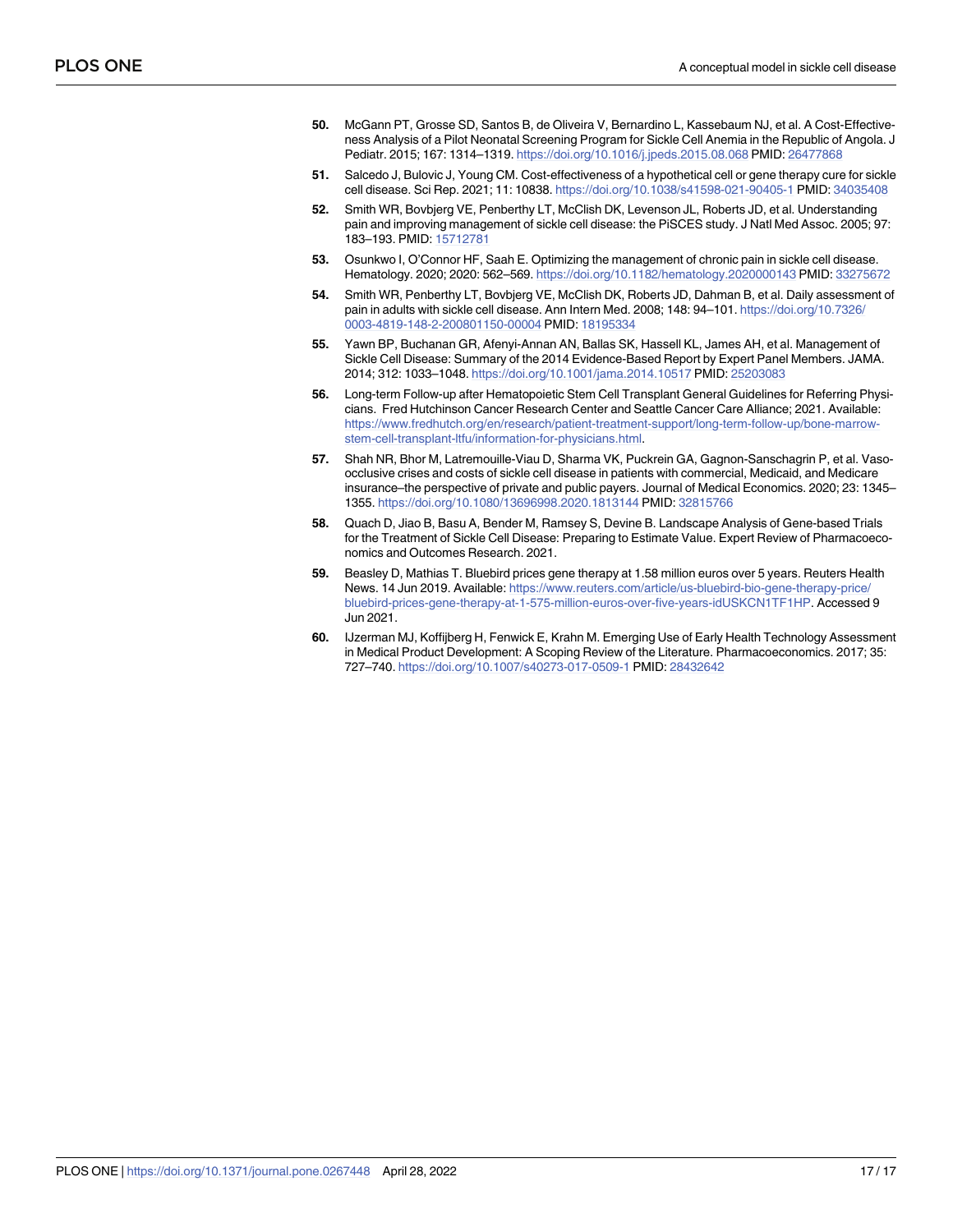50. McGann PT, Grosse SD, Santos B, de Oliveira V, Bernardino L, Kassebaum NJ, et al. A Cost-Effectiveness Analysis of a Pilot Neonatal Screening Program for Sickle Cell Anemia in the Republic of Angola. J Pediatr. 2015; 167: 1314–1319. https://doi.org/10.1016/j.jpeds.2015.08.068 PMID: 26477868

51. Salcedo J, Bulovic J, Young CM. Cost-effectiveness of a hypothetical cell or gene therapy cure for sickle cell disease. Sci Rep. 2021; 11: 10838. https://doi.org/10.1038/s41598-021-90405-1 PMID: 34035408

52. Smith WR, Bovbjerg VE, Penberthy LT, McClish DK, Levenson JL, Roberts JD, et al. Understanding pain and improving management of sickle cell disease: the PiSCES study. J Natl Med Assoc. 2005; 97: 183–193. PMID: 15712781

53. Osunkwo I, O'Connor HF, Saah E. Optimizing the management of chronic pain in sickle cell disease. Hematology. 2020; 2020: 562–569. https://doi.org/10.1182/hematology.2020000143 PMID: 33275672

54. Smith WR, Penberthy LT, Bovbjerg VE, McClish DK, Roberts JD, Dahman B, et al. Daily assessment of pain in adults with sickle cell disease. Ann Intern Med. 2008; 148: 94–101. https://doi.org/10.7326/0003-4819-148-2-200801150-00004 PMID: 18195334

55. Yawn BP, Buchanan GR, Afenyi-Annan AN, Ballas SK, Hassell KL, James AH, et al. Management of Sickle Cell Disease: Summary of the 2014 Evidence-Based Report by Expert Panel Members. JAMA. 2014; 312: 1033–1048. https://doi.org/10.1001/jama.2014.10517 PMID: 25203083

56. Long-term Follow-up after Hematopoietic Stem Cell Transplant General Guidelines for Referring Physicians. Fred Hutchinson Cancer Research Center and Seattle Cancer Care Alliance; 2021. Available: https://www.fredhutch.org/en/research/patient-treatment-support/long-term-follow-up/bone-marrow-stem-cell-transplant-ltfu/information-for-physicians.html.

57. Shah NR, Bhor M, Latremouille-Viau D, Sharma VK, Puckrein GA, Gagnon-Sanschagrin P, et al. Vaso-occlusive crises and costs of sickle cell disease in patients with commercial, Medicaid, and Medicare insurance–the perspective of private and public payers. Journal of Medical Economics. 2020; 23: 1345–1355. https://doi.org/10.1080/13696998.2020.1813144 PMID: 32815766

58. Quach D, Jiao B, Basu A, Bender M, Ramsey S, Devine B. Landscape Analysis of Gene-based Trials for the Treatment of Sickle Cell Disease: Preparing to Estimate Value. Expert Review of Pharmacoeconomics and Outcomes Research. 2021.

59. Beasley D, Mathias T. Bluebird prices gene therapy at 1.58 million euros over 5 years. Reuters Health News. 14 Jun 2019. Available: https://www.reuters.com/article/us-bluebird-bio-gene-therapy-price/bluebird-prices-gene-therapy-at-1-575-million-euros-over-five-years-idUSKCN1TF1HP. Accessed 9 Jun 2021.

60. IJzerman MJ, Koffijberg H, Fenwick E, Krahn M. Emerging Use of Early Health Technology Assessment in Medical Product Development: A Scoping Review of the Literature. Pharmacoeconomics. 2017; 35: 727–740. https://doi.org/10.1007/s40273-017-0509-1 PMID: 28432642